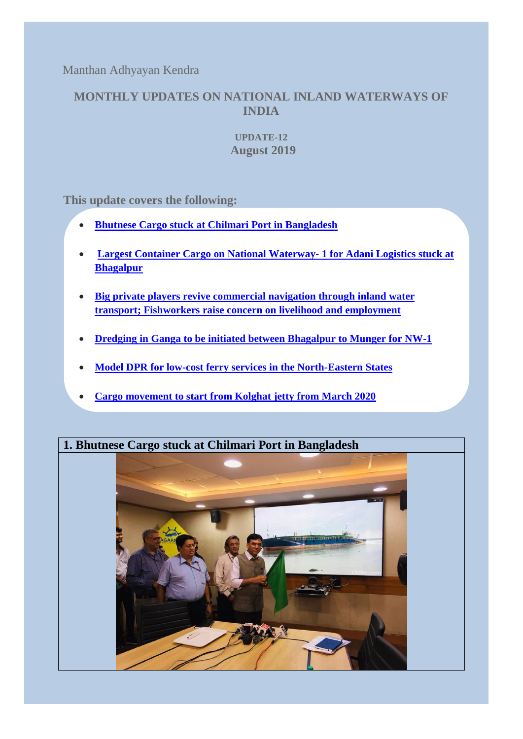Manthan Adhyayan Kendra

# MONTHLY UPDATES ON NATIONAL INLAND WATERWAYS OF INDIA

**UPDATE-12**

**August 2019**

## This update covers the following:

- **Bhutnese Cargo stuck at Chilmari Port in Bangladesh**
- **Largest Container Cargo on National Waterway- 1 for Adani Logistics stuck at Bhagalpur**
- **Big private players revive commercial navigation through inland water transport; Fishworkers raise concern on livelihood and employment**
- **Dredging in Ganga to be initiated between Bhagalpur to Munger for NW-1**
- **Model DPR for low-cost ferry services in the North-Eastern States**
- **Cargo movement to start from Kolghat jetty from March 2020**

## 1. Bhutnese Cargo stuck at Chilmari Port in Bangladesh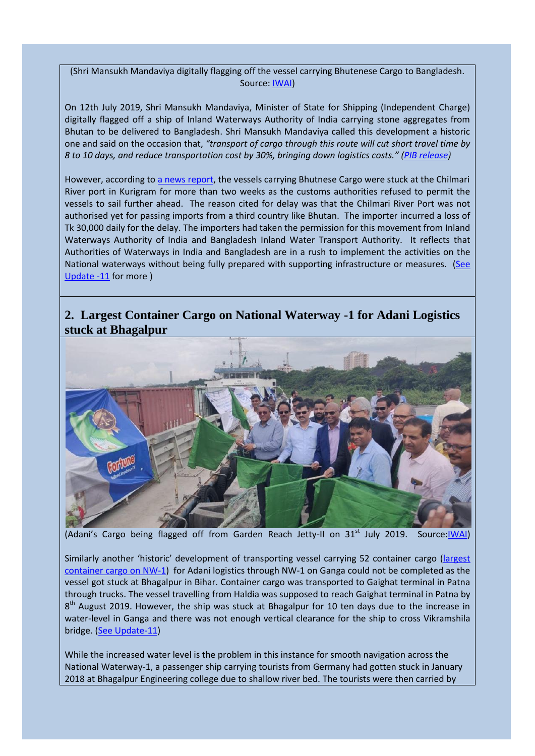(Shri Mansukh Mandaviya digitally flagging off the vessel carrying Bhutenese Cargo to Bangladesh. Source: IWAI)

On 12th July 2019, Shri Mansukh Mandaviya, Minister of State for Shipping (Independent Charge) digitally flagged off a ship of Inland Waterways Authority of India carrying stone aggregates from Bhutan to be delivered to Bangladesh. Shri Mansukh Mandaviya called this development a historic one and said on the occasion that, *"transport of cargo through this route will cut short travel time by 8 to 10 days, and reduce transportation cost by 30%, bringing down logistics costs." (PIB release)*

However, according to a news report, the vessels carrying Bhutnese Cargo were stuck at the Chilmari River port in Kurigram for more than two weeks as the customs authorities refused to permit the vessels to sail further ahead. The reason cited for delay was that the Chilmari River Port was not authorised yet for passing imports from a third country like Bhutan. The importer incurred a loss of Tk 30,000 daily for the delay. The importers had taken the permission for this movement from Inland Waterways Authority of India and Bangladesh Inland Water Transport Authority. It reflects that Authorities of Waterways in India and Bangladesh are in a rush to implement the activities on the National waterways without being fully prepared with supporting infrastructure or measures. (See Update -11 for more )

## 2. Largest Container Cargo on National Waterway -1 for Adani Logistics stuck at Bhagalpur

(Adani's Cargo being flagged off from Garden Reach Jetty-II on 31st July 2019. Source: IWAI)

Similarly another 'historic' development of transporting vessel carrying 52 container cargo (largest container cargo on NW-1) for Adani logistics through NW-1 on Ganga could not be completed as the vessel got stuck at Bhagalpur in Bihar. Container cargo was transported to Gaighat terminal in Patna through trucks. The vessel travelling from Haldia was supposed to reach Gaighat terminal in Patna by 8th August 2019. However, the ship was stuck at Bhagalpur for 10 ten days due to the increase in water-level in Ganga and there was not enough vertical clearance for the ship to cross Vikramshila bridge. (See Update-11)

While the increased water level is the problem in this instance for smooth navigation across the National Waterway-1, a passenger ship carrying tourists from Germany had gotten stuck in January 2018 at Bhagalpur Engineering college due to shallow river bed. The tourists were then carried by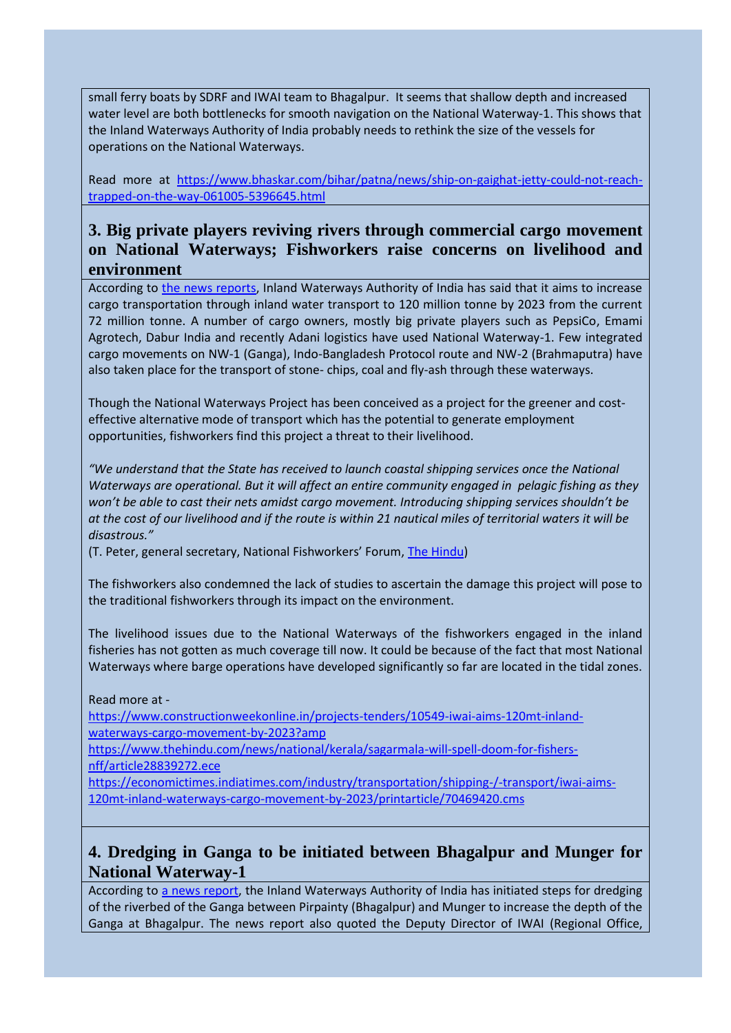small ferry boats by SDRF and IWAI team to Bhagalpur. It seems that shallow depth and increased water level are both bottlenecks for smooth navigation on the National Waterway-1. This shows that the Inland Waterways Authority of India probably needs to rethink the size of the vessels for operations on the National Waterways.

Read more at https://www.bhaskar.com/bihar/patna/news/ship-on-gaighat-jetty-could-not-reach-trapped-on-the-way-061005-5396645.html

## 3. Big private players reviving rivers through commercial cargo movement on National Waterways; Fishworkers raise concerns on livelihood and environment

According to the news reports, Inland Waterways Authority of India has said that it aims to increase cargo transportation through inland water transport to 120 million tonne by 2023 from the current 72 million tonne. A number of cargo owners, mostly big private players such as PepsiCo, Emami Agrotech, Dabur India and recently Adani logistics have used National Waterway-1. Few integrated cargo movements on NW-1 (Ganga), Indo-Bangladesh Protocol route and NW-2 (Brahmaputra) have also taken place for the transport of stone- chips, coal and fly-ash through these waterways.

Though the National Waterways Project has been conceived as a project for the greener and cost-effective alternative mode of transport which has the potential to generate employment opportunities, fishworkers find this project a threat to their livelihood.

*"We understand that the State has received to launch coastal shipping services once the National Waterways are operational. But it will affect an entire community engaged in pelagic fishing as they won't be able to cast their nets amidst cargo movement. Introducing shipping services shouldn't be at the cost of our livelihood and if the route is within 21 nautical miles of territorial waters it will be disastrous."*
(T. Peter, general secretary, National Fishworkers' Forum, The Hindu)

The fishworkers also condemned the lack of studies to ascertain the damage this project will pose to the traditional fishworkers through its impact on the environment.

The livelihood issues due to the National Waterways of the fishworkers engaged in the inland fisheries has not gotten as much coverage till now. It could be because of the fact that most National Waterways where barge operations have developed significantly so far are located in the tidal zones.

Read more at -
https://www.constructionweekonline.in/projects-tenders/10549-iwai-aims-120mt-inland-waterways-cargo-movement-by-2023?amp
https://www.thehindu.com/news/national/kerala/sagarmala-will-spell-doom-for-fishers-nff/article28839272.ece
https://economictimes.indiatimes.com/industry/transportation/shipping-/-transport/iwai-aims-120mt-inland-waterways-cargo-movement-by-2023/printarticle/70469420.cms

## 4. Dredging in Ganga to be initiated between Bhagalpur and Munger for National Waterway-1

According to a news report, the Inland Waterways Authority of India has initiated steps for dredging of the riverbed of the Ganga between Pirpainty (Bhagalpur) and Munger to increase the depth of the Ganga at Bhagalpur. The news report also quoted the Deputy Director of IWAI (Regional Office,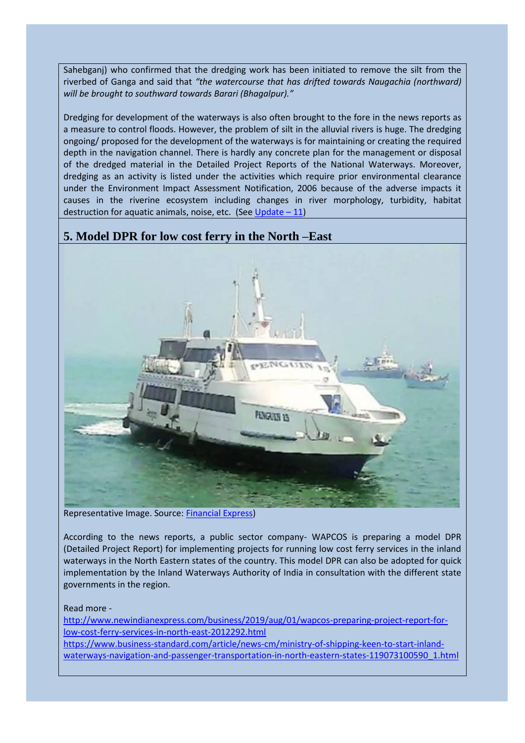Sahebganj) who confirmed that the dredging work has been initiated to remove the silt from the riverbed of Ganga and said that *"the watercourse that has drifted towards Naugachia (northward) will be brought to southward towards Barari (Bhagalpur)."*

Dredging for development of the waterways is also often brought to the fore in the news reports as a measure to control floods. However, the problem of silt in the alluvial rivers is huge. The dredging ongoing/ proposed for the development of the waterways is for maintaining or creating the required depth in the navigation channel. There is hardly any concrete plan for the management or disposal of the dredged material in the Detailed Project Reports of the National Waterways. Moreover, dredging as an activity is listed under the activities which require prior environmental clearance under the Environment Impact Assessment Notification, 2006 because of the adverse impacts it causes in the riverine ecosystem including changes in river morphology, turbidity, habitat destruction for aquatic animals, noise, etc. (See Update – 11)

## 5. Model DPR for low cost ferry in the North –East

Representative Image. Source: Financial Express)

According to the news reports, a public sector company- WAPCOS is preparing a model DPR (Detailed Project Report) for implementing projects for running low cost ferry services in the inland waterways in the North Eastern states of the country. This model DPR can also be adopted for quick implementation by the Inland Waterways Authority of India in consultation with the different state governments in the region.

Read more -
http://www.newindianexpress.com/business/2019/aug/01/wapcos-preparing-project-report-for-low-cost-ferry-services-in-north-east-2012292.html
https://www.business-standard.com/article/news-cm/ministry-of-shipping-keen-to-start-inland-waterways-navigation-and-passenger-transportation-in-north-eastern-states-119073100590_1.html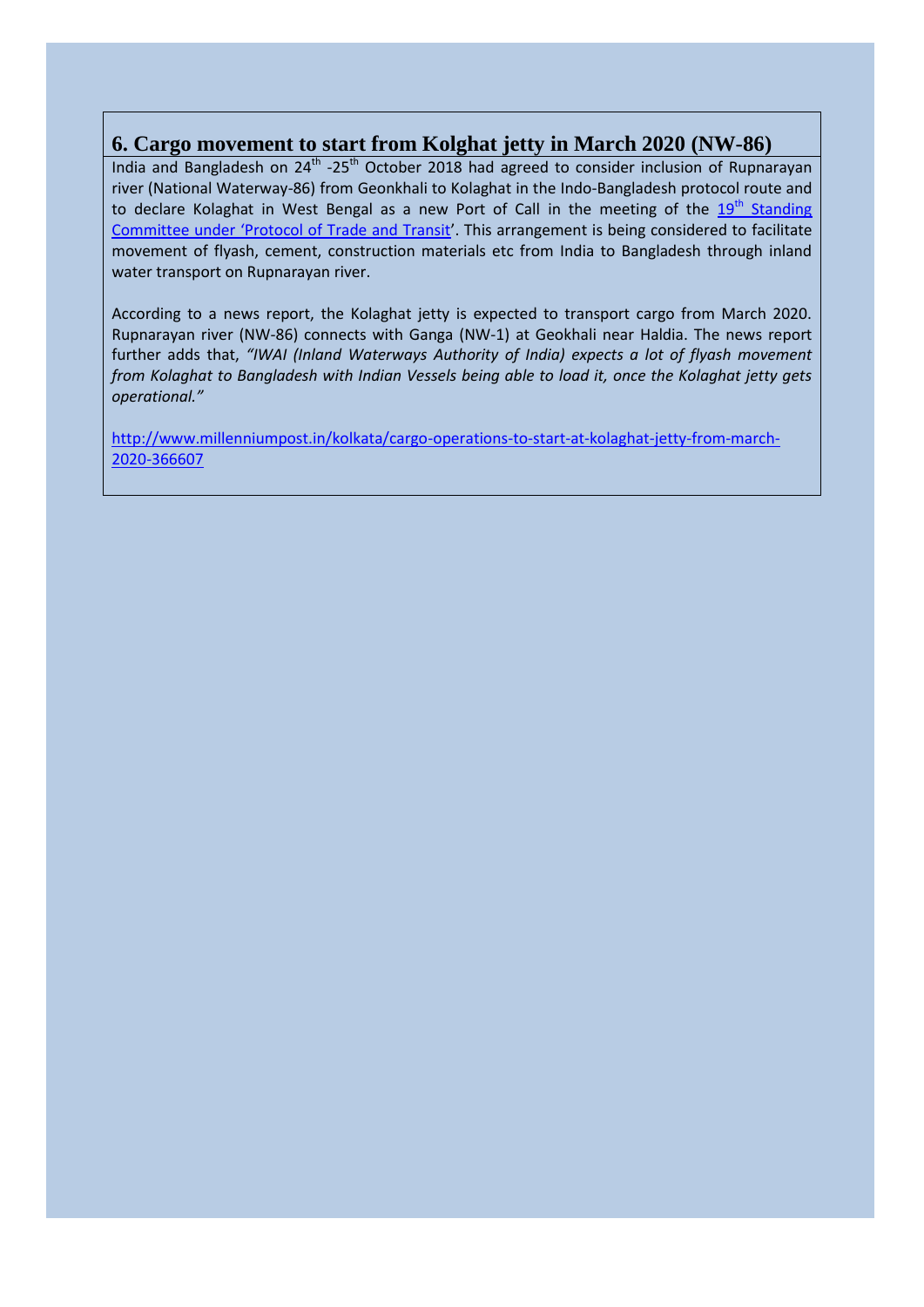## 6. Cargo movement to start from Kolghat jetty in March 2020 (NW-86)

India and Bangladesh on 24th -25th October 2018 had agreed to consider inclusion of Rupnarayan river (National Waterway-86) from Geonkhali to Kolaghat in the Indo-Bangladesh protocol route and to declare Kolaghat in West Bengal as a new Port of Call in the meeting of the 19th Standing Committee under 'Protocol of Trade and Transit'. This arrangement is being considered to facilitate movement of flyash, cement, construction materials etc from India to Bangladesh through inland water transport on Rupnarayan river.

According to a news report, the Kolaghat jetty is expected to transport cargo from March 2020. Rupnarayan river (NW-86) connects with Ganga (NW-1) at Geokhali near Haldia. The news report further adds that, *"IWAI (Inland Waterways Authority of India) expects a lot of flyash movement from Kolaghat to Bangladesh with Indian Vessels being able to load it, once the Kolaghat jetty gets operational."*

http://www.millenniumpost.in/kolkata/cargo-operations-to-start-at-kolaghat-jetty-from-march-2020-366607